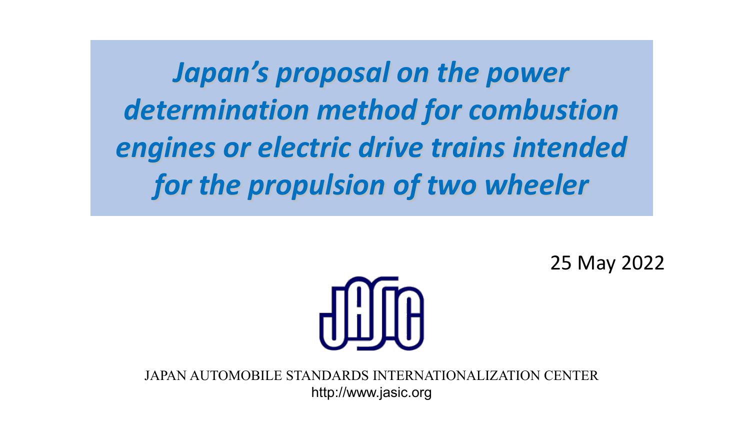# *Japan's proposal on the power determination method for combustion engines or electric drive trains intended for the propulsion of two wheeler*

25 May 2022

JASIC

JAPAN AUTOMOBILE STANDARDS INTERNATIONALIZATION CENTER

http://www.jasic.org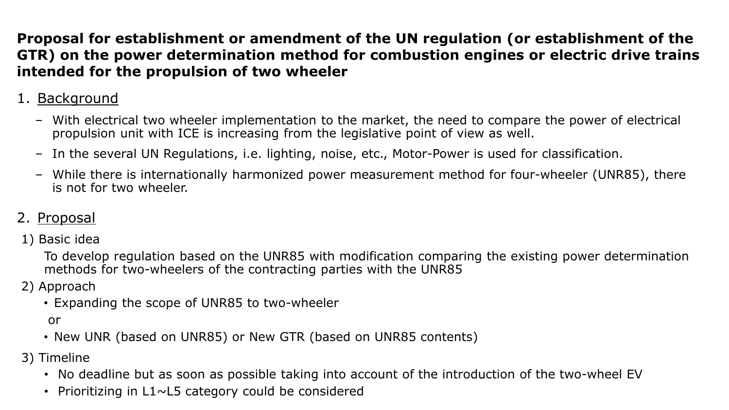# Proposal for establishment or amendment of the UN regulation (or establishment of the GTR) on the power determination method for combustion engines or electric drive trains intended for the propulsion of two wheeler

## 1. Background

- With electrical two wheeler implementation to the market, the need to compare the power of electrical propulsion unit with ICE is increasing from the legislative point of view as well.
- In the several UN Regulations, i.e. lighting, noise, etc., Motor-Power is used for classification.
- While there is internationally harmonized power measurement method for four-wheeler (UNR85), there is not for two wheeler.

## 2. Proposal

1) Basic idea

To develop regulation based on the UNR85 with modification comparing the existing power determination methods for two-wheelers of the contracting parties with the UNR85

2) Approach

- Expanding the scope of UNR85 to two-wheeler

or

- New UNR (based on UNR85) or New GTR (based on UNR85 contents)

3) Timeline

- No deadline but as soon as possible taking into account of the introduction of the two-wheel EV
- Prioritizing in L1~L5 category could be considered